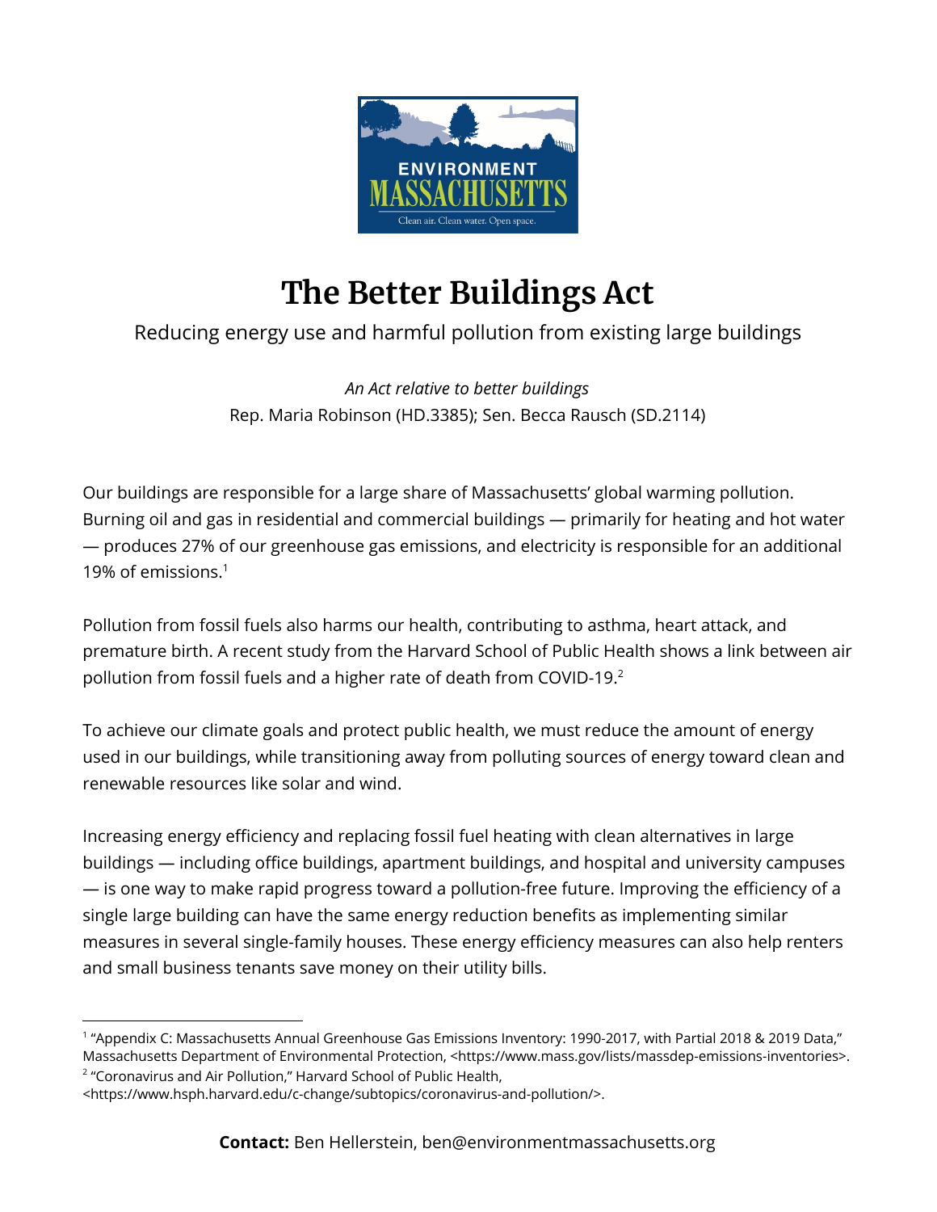# The Better Buildings Act

Reducing energy use and harmful pollution from existing large buildings

*An Act relative to better buildings*
Rep. Maria Robinson (HD.3385); Sen. Becca Rausch (SD.2114)

Our buildings are responsible for a large share of Massachusetts' global warming pollution. Burning oil and gas in residential and commercial buildings — primarily for heating and hot water — produces 27% of our greenhouse gas emissions, and electricity is responsible for an additional 19% of emissions.[1]

Pollution from fossil fuels also harms our health, contributing to asthma, heart attack, and premature birth. A recent study from the Harvard School of Public Health shows a link between air pollution from fossil fuels and a higher rate of death from COVID-19.[2]

To achieve our climate goals and protect public health, we must reduce the amount of energy used in our buildings, while transitioning away from polluting sources of energy toward clean and renewable resources like solar and wind.

Increasing energy efficiency and replacing fossil fuel heating with clean alternatives in large buildings — including office buildings, apartment buildings, and hospital and university campuses — is one way to make rapid progress toward a pollution-free future. Improving the efficiency of a single large building can have the same energy reduction benefits as implementing similar measures in several single-family houses. These energy efficiency measures can also help renters and small business tenants save money on their utility bills.

---

[1] "Appendix C: Massachusetts Annual Greenhouse Gas Emissions Inventory: 1990-2017, with Partial 2018 & 2019 Data," Massachusetts Department of Environmental Protection, <https://www.mass.gov/lists/massdep-emissions-inventories>.

[2] "Coronavirus and Air Pollution," Harvard School of Public Health, <https://www.hsph.harvard.edu/c-change/subtopics/coronavirus-and-pollution/>.

**Contact:** Ben Hellerstein, ben@environmentmassachusetts.org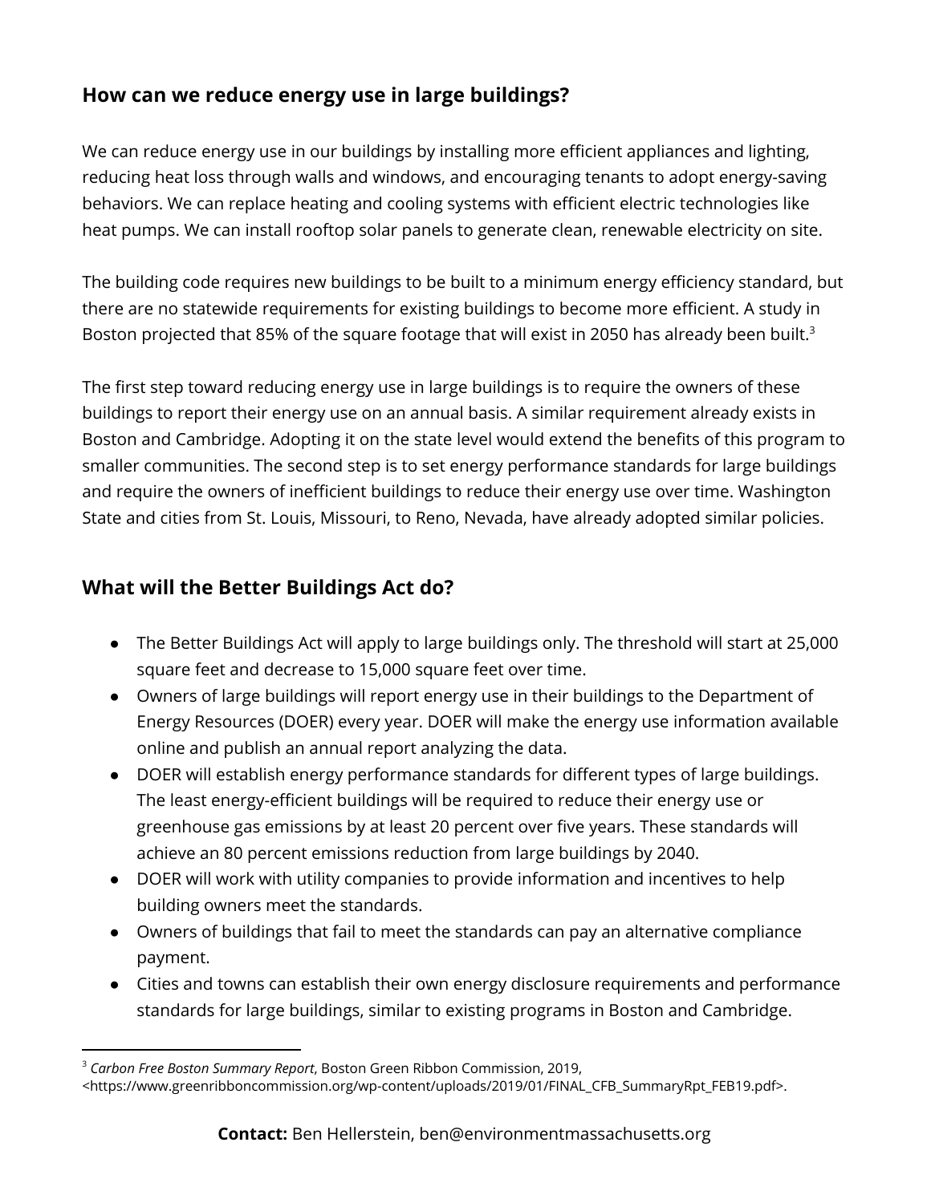## How can we reduce energy use in large buildings?

We can reduce energy use in our buildings by installing more efficient appliances and lighting, reducing heat loss through walls and windows, and encouraging tenants to adopt energy-saving behaviors. We can replace heating and cooling systems with efficient electric technologies like heat pumps. We can install rooftop solar panels to generate clean, renewable electricity on site.

The building code requires new buildings to be built to a minimum energy efficiency standard, but there are no statewide requirements for existing buildings to become more efficient. A study in Boston projected that 85% of the square footage that will exist in 2050 has already been built.[3]

The first step toward reducing energy use in large buildings is to require the owners of these buildings to report their energy use on an annual basis. A similar requirement already exists in Boston and Cambridge. Adopting it on the state level would extend the benefits of this program to smaller communities. The second step is to set energy performance standards for large buildings and require the owners of inefficient buildings to reduce their energy use over time. Washington State and cities from St. Louis, Missouri, to Reno, Nevada, have already adopted similar policies.

## What will the Better Buildings Act do?

- The Better Buildings Act will apply to large buildings only. The threshold will start at 25,000 square feet and decrease to 15,000 square feet over time.
- Owners of large buildings will report energy use in their buildings to the Department of Energy Resources (DOER) every year. DOER will make the energy use information available online and publish an annual report analyzing the data.
- DOER will establish energy performance standards for different types of large buildings. The least energy-efficient buildings will be required to reduce their energy use or greenhouse gas emissions by at least 20 percent over five years. These standards will achieve an 80 percent emissions reduction from large buildings by 2040.
- DOER will work with utility companies to provide information and incentives to help building owners meet the standards.
- Owners of buildings that fail to meet the standards can pay an alternative compliance payment.
- Cities and towns can establish their own energy disclosure requirements and performance standards for large buildings, similar to existing programs in Boston and Cambridge.

[3] *Carbon Free Boston Summary Report*, Boston Green Ribbon Commission, 2019, <https://www.greenribboncommission.org/wp-content/uploads/2019/01/FINAL_CFB_SummaryRpt_FEB19.pdf>.

**Contact:** Ben Hellerstein, ben@environmentmassachusetts.org